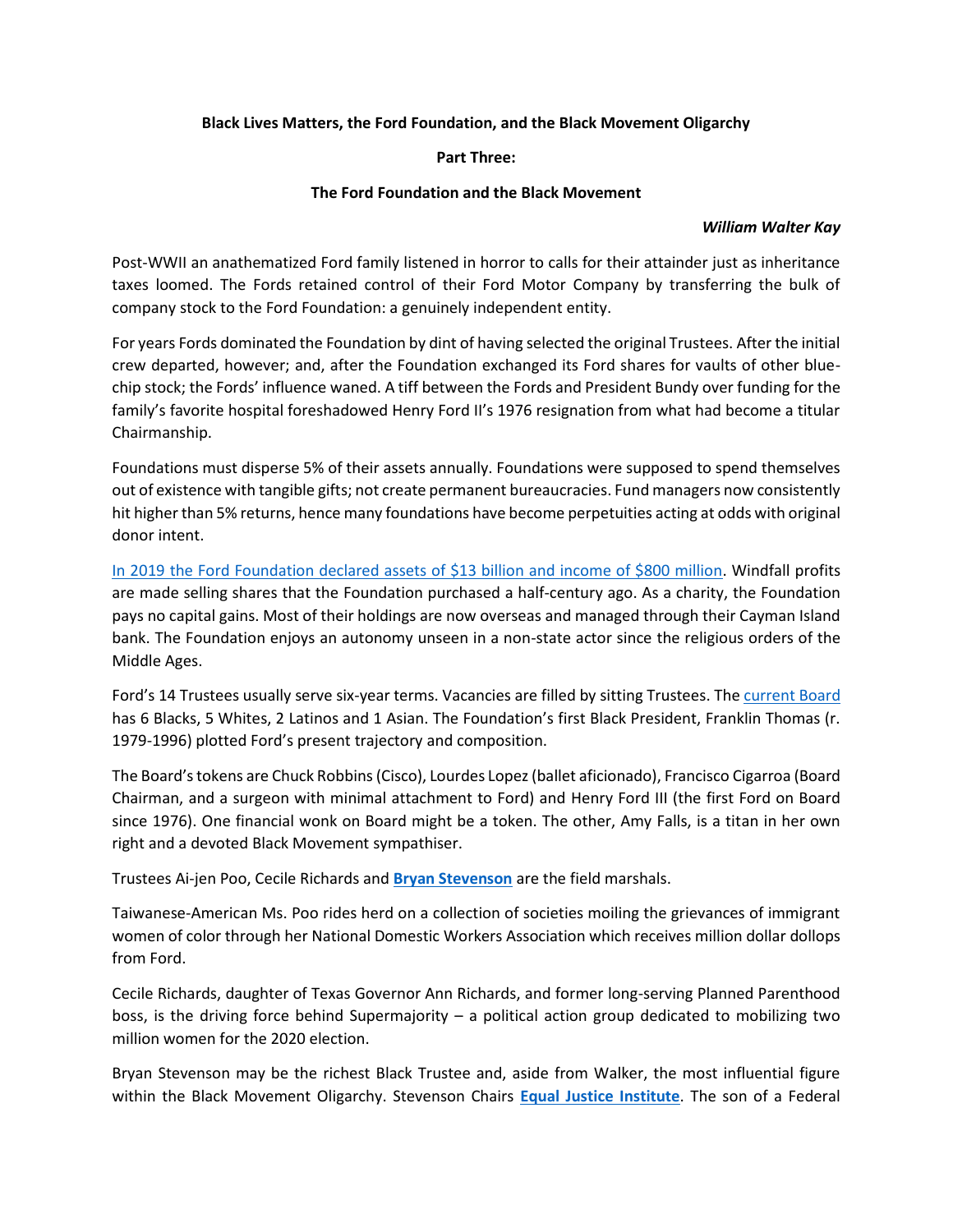**Black Lives Matters, the Ford Foundation, and the Black Movement Oligarchy**

**Part Three:**

**The Ford Foundation and the Black Movement**

***William Walter Kay***

Post-WWII an anathematized Ford family listened in horror to calls for their attainder just as inheritance taxes loomed. The Fords retained control of their Ford Motor Company by transferring the bulk of company stock to the Ford Foundation: a genuinely independent entity.

For years Fords dominated the Foundation by dint of having selected the original Trustees. After the initial crew departed, however; and, after the Foundation exchanged its Ford shares for vaults of other blue-chip stock; the Fords' influence waned. A tiff between the Fords and President Bundy over funding for the family's favorite hospital foreshadowed Henry Ford II's 1976 resignation from what had become a titular Chairmanship.

Foundations must disperse 5% of their assets annually. Foundations were supposed to spend themselves out of existence with tangible gifts; not create permanent bureaucracies. Fund managers now consistently hit higher than 5% returns, hence many foundations have become perpetuities acting at odds with original donor intent.

In 2019 the Ford Foundation declared assets of $13 billion and income of $800 million. Windfall profits are made selling shares that the Foundation purchased a half-century ago. As a charity, the Foundation pays no capital gains. Most of their holdings are now overseas and managed through their Cayman Island bank. The Foundation enjoys an autonomy unseen in a non-state actor since the religious orders of the Middle Ages.

Ford's 14 Trustees usually serve six-year terms. Vacancies are filled by sitting Trustees. The current Board has 6 Blacks, 5 Whites, 2 Latinos and 1 Asian. The Foundation's first Black President, Franklin Thomas (r. 1979-1996) plotted Ford's present trajectory and composition.

The Board's tokens are Chuck Robbins (Cisco), Lourdes Lopez (ballet aficionado), Francisco Cigarroa (Board Chairman, and a surgeon with minimal attachment to Ford) and Henry Ford III (the first Ford on Board since 1976). One financial wonk on Board might be a token. The other, Amy Falls, is a titan in her own right and a devoted Black Movement sympathiser.

Trustees Ai-jen Poo, Cecile Richards and **Bryan Stevenson** are the field marshals.

Taiwanese-American Ms. Poo rides herd on a collection of societies moiling the grievances of immigrant women of color through her National Domestic Workers Association which receives million dollar dollops from Ford.

Cecile Richards, daughter of Texas Governor Ann Richards, and former long-serving Planned Parenthood boss, is the driving force behind Supermajority – a political action group dedicated to mobilizing two million women for the 2020 election.

Bryan Stevenson may be the richest Black Trustee and, aside from Walker, the most influential figure within the Black Movement Oligarchy. Stevenson Chairs **Equal Justice Institute**. The son of a Federal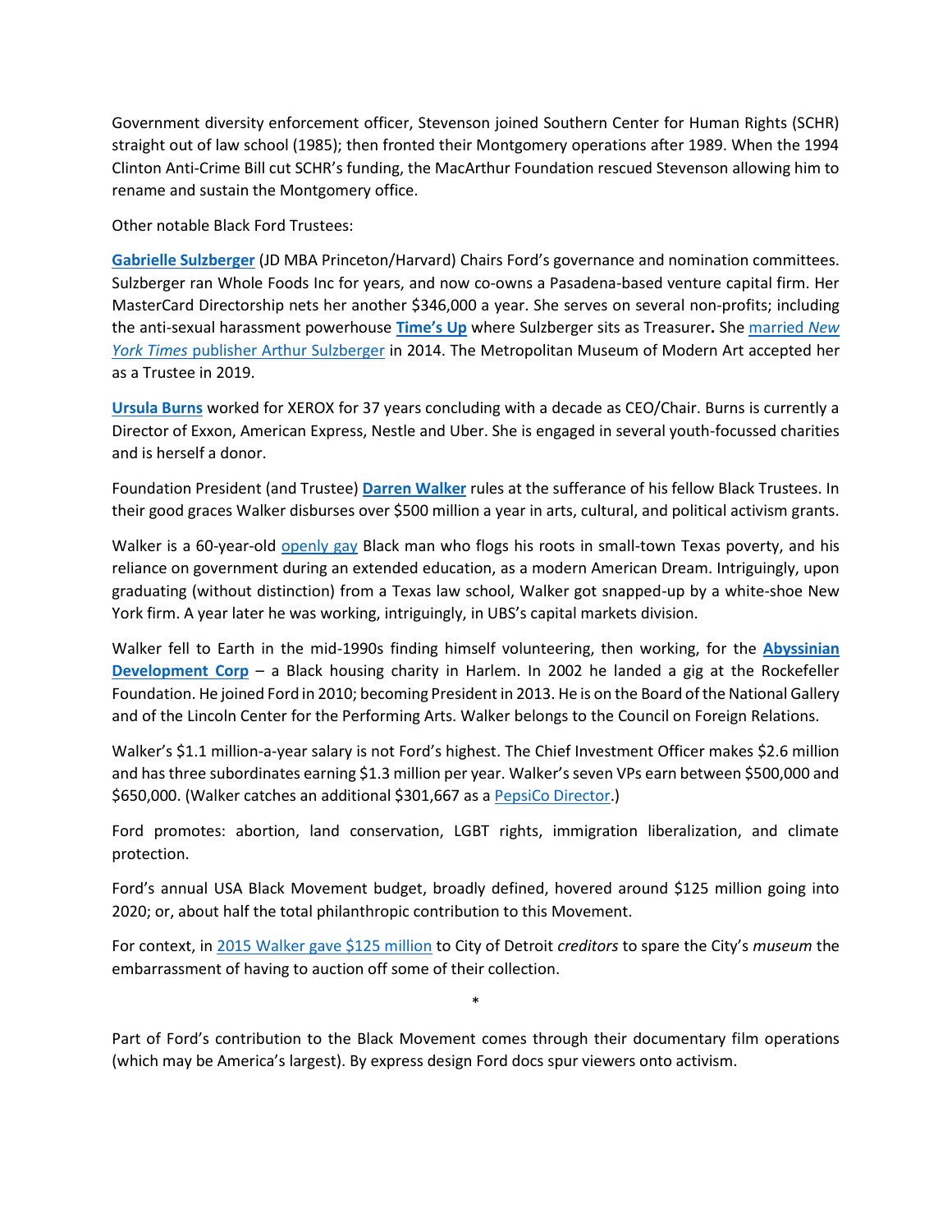Government diversity enforcement officer, Stevenson joined Southern Center for Human Rights (SCHR) straight out of law school (1985); then fronted their Montgomery operations after 1989. When the 1994 Clinton Anti-Crime Bill cut SCHR's funding, the MacArthur Foundation rescued Stevenson allowing him to rename and sustain the Montgomery office.

Other notable Black Ford Trustees:

**Gabrielle Sulzberger** (JD MBA Princeton/Harvard) Chairs Ford's governance and nomination committees. Sulzberger ran Whole Foods Inc for years, and now co-owns a Pasadena-based venture capital firm. Her MasterCard Directorship nets her another $346,000 a year. She serves on several non-profits; including the anti-sexual harassment powerhouse **Time's Up** where Sulzberger sits as Treasurer**.** She married *New York Times* publisher Arthur Sulzberger in 2014. The Metropolitan Museum of Modern Art accepted her as a Trustee in 2019.

**Ursula Burns** worked for XEROX for 37 years concluding with a decade as CEO/Chair. Burns is currently a Director of Exxon, American Express, Nestle and Uber. She is engaged in several youth-focussed charities and is herself a donor.

Foundation President (and Trustee) **Darren Walker** rules at the sufferance of his fellow Black Trustees. In their good graces Walker disburses over $500 million a year in arts, cultural, and political activism grants.

Walker is a 60-year-old openly gay Black man who flogs his roots in small-town Texas poverty, and his reliance on government during an extended education, as a modern American Dream. Intriguingly, upon graduating (without distinction) from a Texas law school, Walker got snapped-up by a white-shoe New York firm. A year later he was working, intriguingly, in UBS's capital markets division.

Walker fell to Earth in the mid-1990s finding himself volunteering, then working, for the **Abyssinian Development Corp** – a Black housing charity in Harlem. In 2002 he landed a gig at the Rockefeller Foundation. He joined Ford in 2010; becoming President in 2013. He is on the Board of the National Gallery and of the Lincoln Center for the Performing Arts. Walker belongs to the Council on Foreign Relations.

Walker's $1.1 million-a-year salary is not Ford's highest. The Chief Investment Officer makes $2.6 million and has three subordinates earning $1.3 million per year. Walker's seven VPs earn between $500,000 and $650,000. (Walker catches an additional $301,667 as a PepsiCo Director.)

Ford promotes: abortion, land conservation, LGBT rights, immigration liberalization, and climate protection.

Ford's annual USA Black Movement budget, broadly defined, hovered around $125 million going into 2020; or, about half the total philanthropic contribution to this Movement.

For context, in 2015 Walker gave $125 million to City of Detroit *creditors* to spare the City's *museum* the embarrassment of having to auction off some of their collection.

*

Part of Ford's contribution to the Black Movement comes through their documentary film operations (which may be America's largest). By express design Ford docs spur viewers onto activism.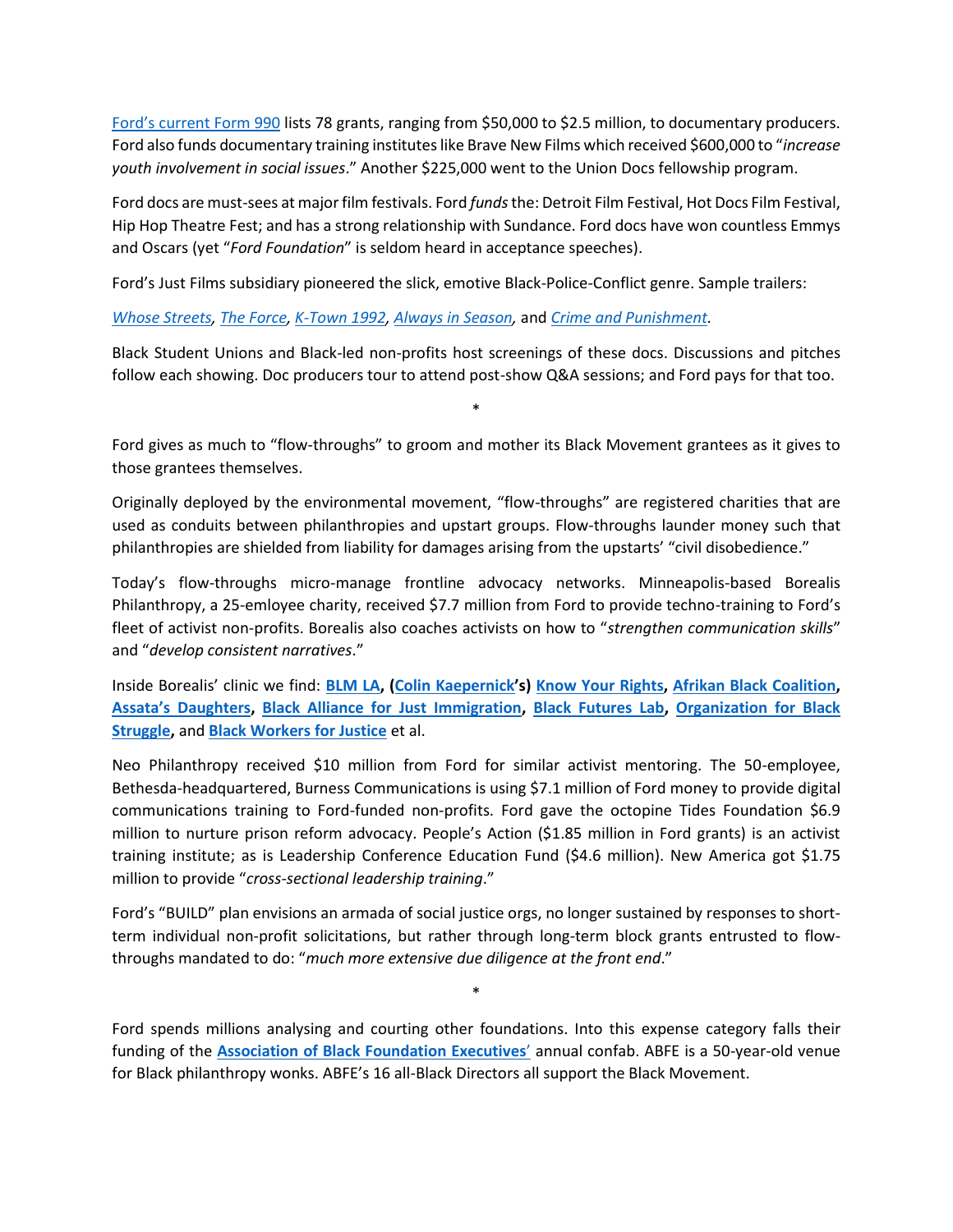Ford's current Form 990 lists 78 grants, ranging from $50,000 to $2.5 million, to documentary producers. Ford also funds documentary training institutes like Brave New Films which received $600,000 to "*increase youth involvement in social issues*." Another $225,000 went to the Union Docs fellowship program.

Ford docs are must-sees at major film festivals. Ford *funds* the: Detroit Film Festival, Hot Docs Film Festival, Hip Hop Theatre Fest; and has a strong relationship with Sundance. Ford docs have won countless Emmys and Oscars (yet "*Ford Foundation*" is seldom heard in acceptance speeches).

Ford's Just Films subsidiary pioneered the slick, emotive Black-Police-Conflict genre. Sample trailers:

*Whose Streets, The Force, K-Town 1992, Always in Season,* and *Crime and Punishment.*

Black Student Unions and Black-led non-profits host screenings of these docs. Discussions and pitches follow each showing. Doc producers tour to attend post-show Q&A sessions; and Ford pays for that too.

*

Ford gives as much to "flow-throughs" to groom and mother its Black Movement grantees as it gives to those grantees themselves.

Originally deployed by the environmental movement, "flow-throughs" are registered charities that are used as conduits between philanthropies and upstart groups. Flow-throughs launder money such that philanthropies are shielded from liability for damages arising from the upstarts' "civil disobedience."

Today's flow-throughs micro-manage frontline advocacy networks. Minneapolis-based Borealis Philanthropy, a 25-emloyee charity, received $7.7 million from Ford to provide techno-training to Ford's fleet of activist non-profits. Borealis also coaches activists on how to "*strengthen communication skills*" and "*develop consistent narratives*."

Inside Borealis' clinic we find: **BLM LA, (Colin Kaepernick's) Know Your Rights, Afrikan Black Coalition, Assata's Daughters, Black Alliance for Just Immigration, Black Futures Lab, Organization for Black Struggle,** and **Black Workers for Justice** et al.

Neo Philanthropy received $10 million from Ford for similar activist mentoring. The 50-employee, Bethesda-headquartered, Burness Communications is using $7.1 million of Ford money to provide digital communications training to Ford-funded non-profits. Ford gave the octopine Tides Foundation $6.9 million to nurture prison reform advocacy. People's Action ($1.85 million in Ford grants) is an activist training institute; as is Leadership Conference Education Fund ($4.6 million). New America got $1.75 million to provide "*cross-sectional leadership training*."

Ford's "BUILD" plan envisions an armada of social justice orgs, no longer sustained by responses to short-term individual non-profit solicitations, but rather through long-term block grants entrusted to flow-throughs mandated to do: "*much more extensive due diligence at the front end*."

*

Ford spends millions analysing and courting other foundations. Into this expense category falls their funding of the **Association of Black Foundation Executives'** annual confab. ABFE is a 50-year-old venue for Black philanthropy wonks. ABFE's 16 all-Black Directors all support the Black Movement.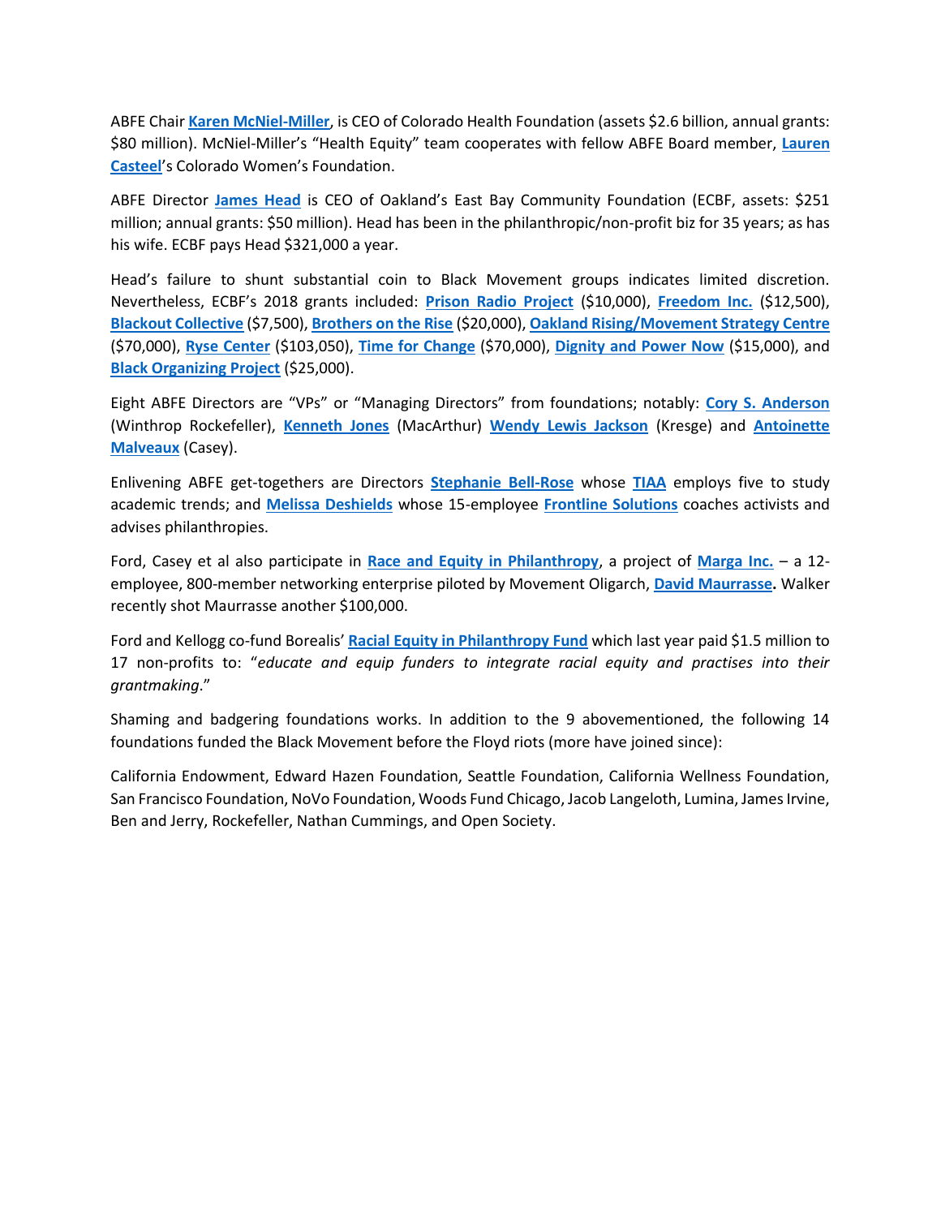ABFE Chair **Karen McNiel-Miller**, is CEO of Colorado Health Foundation (assets $2.6 billion, annual grants: $80 million). McNiel-Miller's "Health Equity" team cooperates with fellow ABFE Board member, **Lauren Casteel**'s Colorado Women's Foundation.

ABFE Director **James Head** is CEO of Oakland's East Bay Community Foundation (ECBF, assets: $251 million; annual grants: $50 million). Head has been in the philanthropic/non-profit biz for 35 years; as has his wife. ECBF pays Head $321,000 a year.

Head's failure to shunt substantial coin to Black Movement groups indicates limited discretion. Nevertheless, ECBF's 2018 grants included: **Prison Radio Project** ($10,000), **Freedom Inc.** ($12,500), **Blackout Collective** ($7,500), **Brothers on the Rise** ($20,000), **Oakland Rising/Movement Strategy Centre** ($70,000), **Ryse Center** ($103,050), **Time for Change** ($70,000), **Dignity and Power Now** ($15,000), and **Black Organizing Project** ($25,000).

Eight ABFE Directors are "VPs" or "Managing Directors" from foundations; notably: **Cory S. Anderson** (Winthrop Rockefeller), **Kenneth Jones** (MacArthur) **Wendy Lewis Jackson** (Kresge) and **Antoinette Malveaux** (Casey).

Enlivening ABFE get-togethers are Directors **Stephanie Bell-Rose** whose **TIAA** employs five to study academic trends; and **Melissa Deshields** whose 15-employee **Frontline Solutions** coaches activists and advises philanthropies.

Ford, Casey et al also participate in **Race and Equity in Philanthropy**, a project of **Marga Inc.** – a 12-employee, 800-member networking enterprise piloted by Movement Oligarch, **David Maurrasse.** Walker recently shot Maurrasse another $100,000.

Ford and Kellogg co-fund Borealis' **Racial Equity in Philanthropy Fund** which last year paid $1.5 million to 17 non-profits to: "*educate and equip funders to integrate racial equity and practises into their grantmaking*."

Shaming and badgering foundations works. In addition to the 9 abovementioned, the following 14 foundations funded the Black Movement before the Floyd riots (more have joined since):

California Endowment, Edward Hazen Foundation, Seattle Foundation, California Wellness Foundation, San Francisco Foundation, NoVo Foundation, Woods Fund Chicago, Jacob Langeloth, Lumina, James Irvine, Ben and Jerry, Rockefeller, Nathan Cummings, and Open Society.